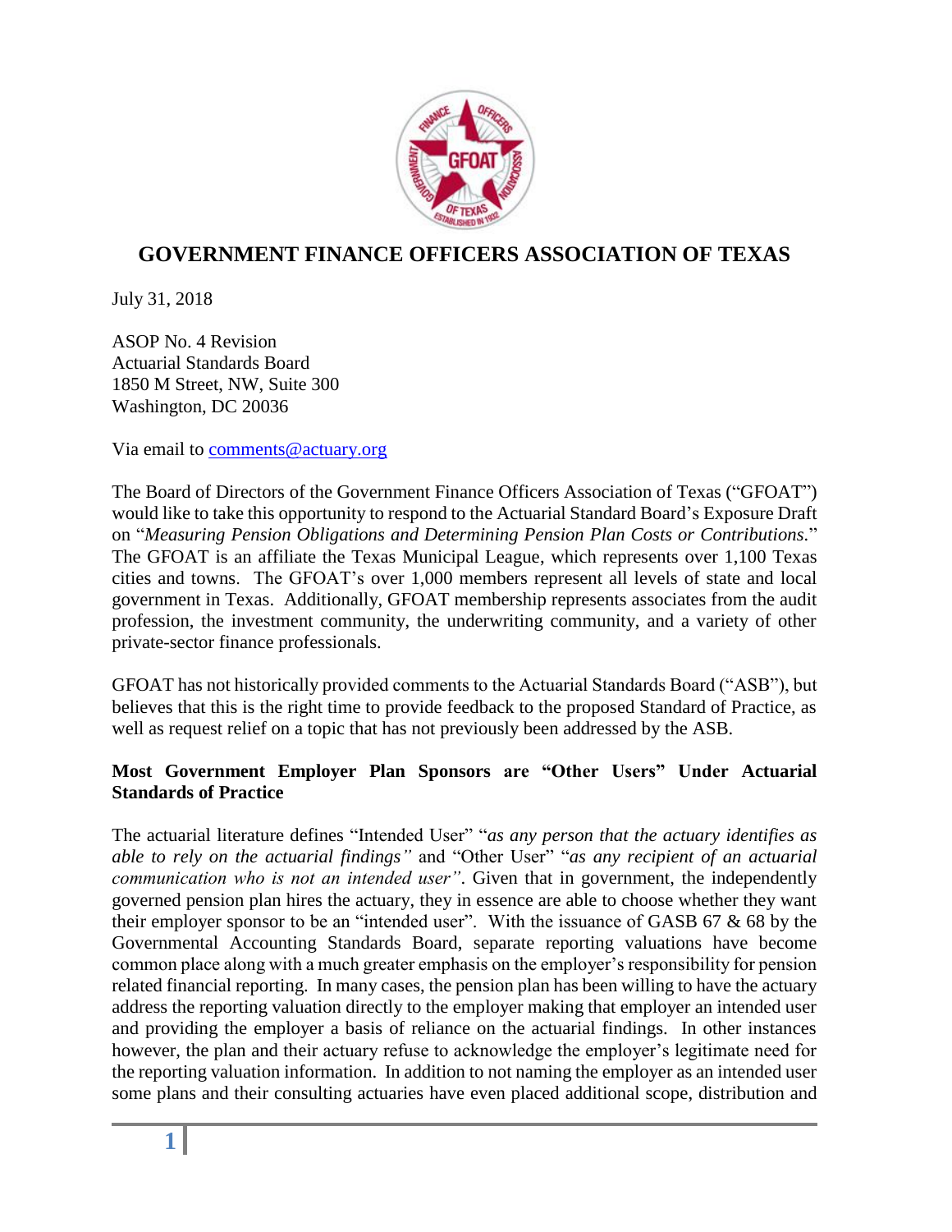# GOVERNMENT FINANCE OFFICERS ASSOCIATION OF TEXAS

July 31, 2018

ASOP No. 4 Revision
Actuarial Standards Board
1850 M Street, NW, Suite 300
Washington, DC 20036

Via email to comments@actuary.org

The Board of Directors of the Government Finance Officers Association of Texas ("GFOAT") would like to take this opportunity to respond to the Actuarial Standard Board's Exposure Draft on "*Measuring Pension Obligations and Determining Pension Plan Costs or Contributions*." The GFOAT is an affiliate the Texas Municipal League, which represents over 1,100 Texas cities and towns. The GFOAT's over 1,000 members represent all levels of state and local government in Texas. Additionally, GFOAT membership represents associates from the audit profession, the investment community, the underwriting community, and a variety of other private-sector finance professionals.

GFOAT has not historically provided comments to the Actuarial Standards Board ("ASB"), but believes that this is the right time to provide feedback to the proposed Standard of Practice, as well as request relief on a topic that has not previously been addressed by the ASB.

**Most Government Employer Plan Sponsors are "Other Users" Under Actuarial Standards of Practice**

The actuarial literature defines "Intended User" "*as any person that the actuary identifies as able to rely on the actuarial findings"* and "Other User" "*as any recipient of an actuarial communication who is not an intended user"*. Given that in government, the independently governed pension plan hires the actuary, they in essence are able to choose whether they want their employer sponsor to be an "intended user". With the issuance of GASB 67 & 68 by the Governmental Accounting Standards Board, separate reporting valuations have become common place along with a much greater emphasis on the employer's responsibility for pension related financial reporting. In many cases, the pension plan has been willing to have the actuary address the reporting valuation directly to the employer making that employer an intended user and providing the employer a basis of reliance on the actuarial findings. In other instances however, the plan and their actuary refuse to acknowledge the employer's legitimate need for the reporting valuation information. In addition to not naming the employer as an intended user some plans and their consulting actuaries have even placed additional scope, distribution and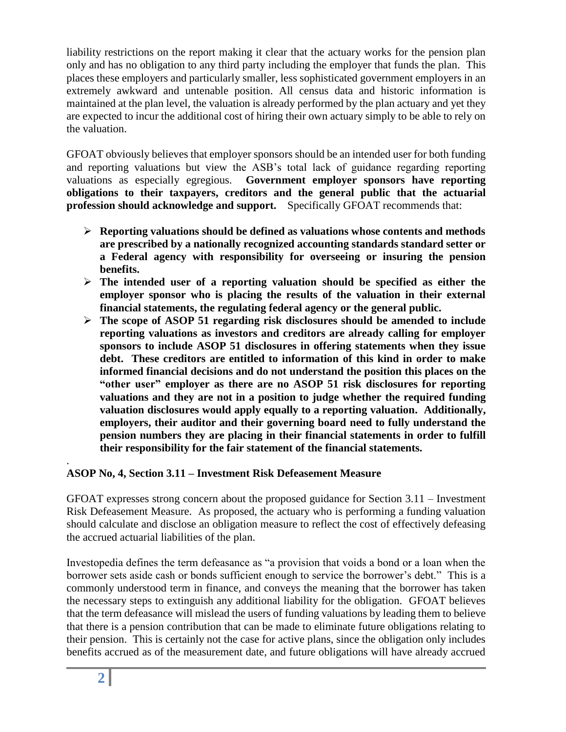liability restrictions on the report making it clear that the actuary works for the pension plan only and has no obligation to any third party including the employer that funds the plan. This places these employers and particularly smaller, less sophisticated government employers in an extremely awkward and untenable position. All census data and historic information is maintained at the plan level, the valuation is already performed by the plan actuary and yet they are expected to incur the additional cost of hiring their own actuary simply to be able to rely on the valuation.

GFOAT obviously believes that employer sponsors should be an intended user for both funding and reporting valuations but view the ASB's total lack of guidance regarding reporting valuations as especially egregious. **Government employer sponsors have reporting obligations to their taxpayers, creditors and the general public that the actuarial profession should acknowledge and support.** Specifically GFOAT recommends that:

- **Reporting valuations should be defined as valuations whose contents and methods are prescribed by a nationally recognized accounting standards standard setter or a Federal agency with responsibility for overseeing or insuring the pension benefits.**
- **The intended user of a reporting valuation should be specified as either the employer sponsor who is placing the results of the valuation in their external financial statements, the regulating federal agency or the general public.**
- **The scope of ASOP 51 regarding risk disclosures should be amended to include reporting valuations as investors and creditors are already calling for employer sponsors to include ASOP 51 disclosures in offering statements when they issue debt. These creditors are entitled to information of this kind in order to make informed financial decisions and do not understand the position this places on the "other user" employer as there are no ASOP 51 risk disclosures for reporting valuations and they are not in a position to judge whether the required funding valuation disclosures would apply equally to a reporting valuation. Additionally, employers, their auditor and their governing board need to fully understand the pension numbers they are placing in their financial statements in order to fulfill their responsibility for the fair statement of the financial statements.**

.

**ASOP No, 4, Section 3.11 – Investment Risk Defeasement Measure**

GFOAT expresses strong concern about the proposed guidance for Section 3.11 – Investment Risk Defeasement Measure. As proposed, the actuary who is performing a funding valuation should calculate and disclose an obligation measure to reflect the cost of effectively defeasing the accrued actuarial liabilities of the plan.

Investopedia defines the term defeasance as "a provision that voids a bond or a loan when the borrower sets aside cash or bonds sufficient enough to service the borrower's debt." This is a commonly understood term in finance, and conveys the meaning that the borrower has taken the necessary steps to extinguish any additional liability for the obligation. GFOAT believes that the term defeasance will mislead the users of funding valuations by leading them to believe that there is a pension contribution that can be made to eliminate future obligations relating to their pension. This is certainly not the case for active plans, since the obligation only includes benefits accrued as of the measurement date, and future obligations will have already accrued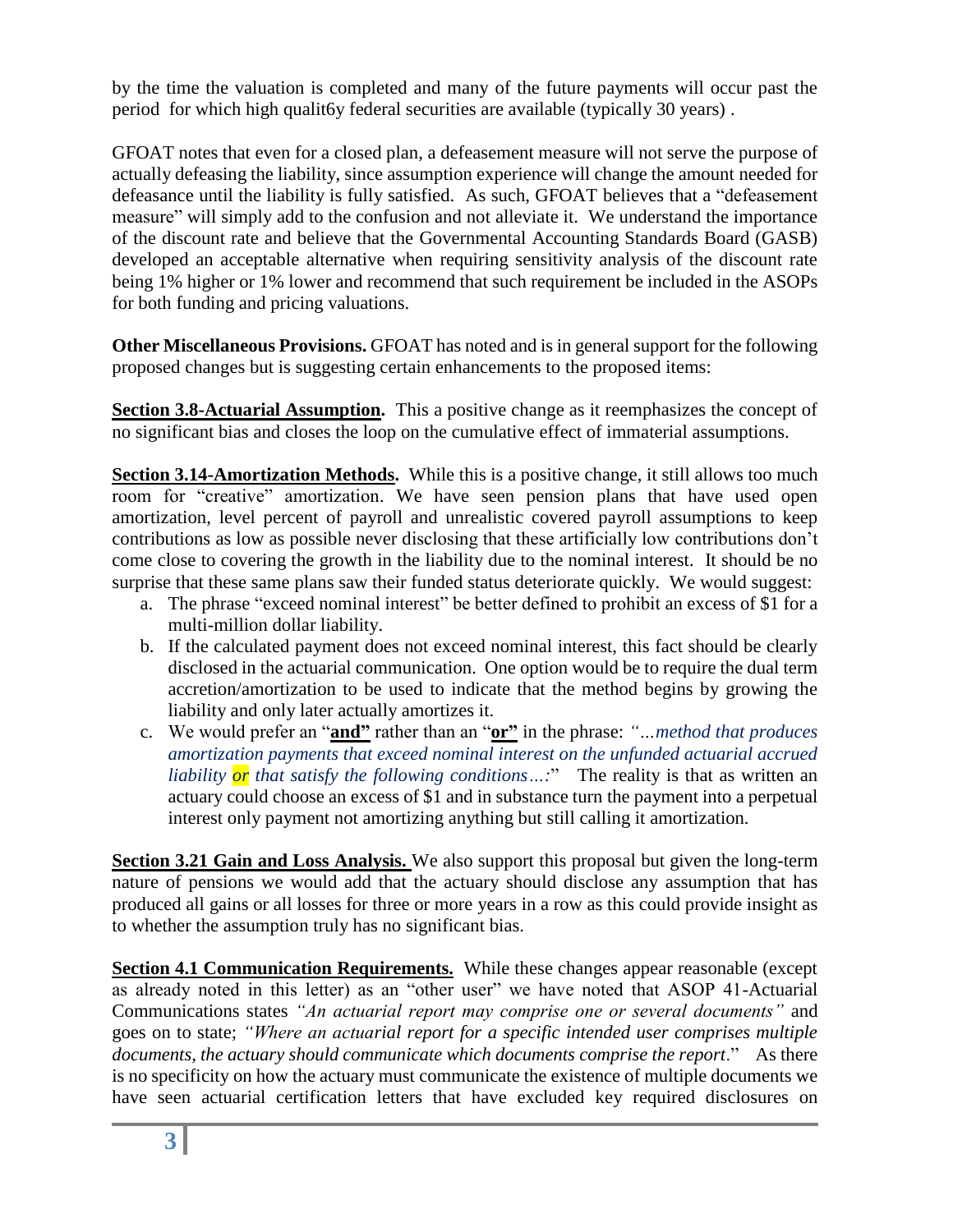by the time the valuation is completed and many of the future payments will occur past the period for which high qualit6y federal securities are available (typically 30 years) .

GFOAT notes that even for a closed plan, a defeasement measure will not serve the purpose of actually defeasing the liability, since assumption experience will change the amount needed for defeasance until the liability is fully satisfied. As such, GFOAT believes that a "defeasement measure" will simply add to the confusion and not alleviate it. We understand the importance of the discount rate and believe that the Governmental Accounting Standards Board (GASB) developed an acceptable alternative when requiring sensitivity analysis of the discount rate being 1% higher or 1% lower and recommend that such requirement be included in the ASOPs for both funding and pricing valuations.

**Other Miscellaneous Provisions.** GFOAT has noted and is in general support for the following proposed changes but is suggesting certain enhancements to the proposed items:

**Section 3.8-Actuarial Assumption.** This a positive change as it reemphasizes the concept of no significant bias and closes the loop on the cumulative effect of immaterial assumptions.

**Section 3.14-Amortization Methods.** While this is a positive change, it still allows too much room for "creative" amortization. We have seen pension plans that have used open amortization, level percent of payroll and unrealistic covered payroll assumptions to keep contributions as low as possible never disclosing that these artificially low contributions don't come close to covering the growth in the liability due to the nominal interest. It should be no surprise that these same plans saw their funded status deteriorate quickly. We would suggest:

a. The phrase "exceed nominal interest" be better defined to prohibit an excess of $1 for a multi-million dollar liability.
b. If the calculated payment does not exceed nominal interest, this fact should be clearly disclosed in the actuarial communication. One option would be to require the dual term accretion/amortization to be used to indicate that the method begins by growing the liability and only later actually amortizes it.
c. We would prefer an "**and**" rather than an "**or**" in the phrase: *"...method that produces amortization payments that exceed nominal interest on the unfunded actuarial accrued liability or that satisfy the following conditions...:"* The reality is that as written an actuary could choose an excess of $1 and in substance turn the payment into a perpetual interest only payment not amortizing anything but still calling it amortization.

**Section 3.21 Gain and Loss Analysis.** We also support this proposal but given the long-term nature of pensions we would add that the actuary should disclose any assumption that has produced all gains or all losses for three or more years in a row as this could provide insight as to whether the assumption truly has no significant bias.

**Section 4.1 Communication Requirements.** While these changes appear reasonable (except as already noted in this letter) as an "other user" we have noted that ASOP 41-Actuarial Communications states *"An actuarial report may comprise one or several documents"* and goes on to state; *"Where an actuarial report for a specific intended user comprises multiple documents, the actuary should communicate which documents comprise the report."* As there is no specificity on how the actuary must communicate the existence of multiple documents we have seen actuarial certification letters that have excluded key required disclosures on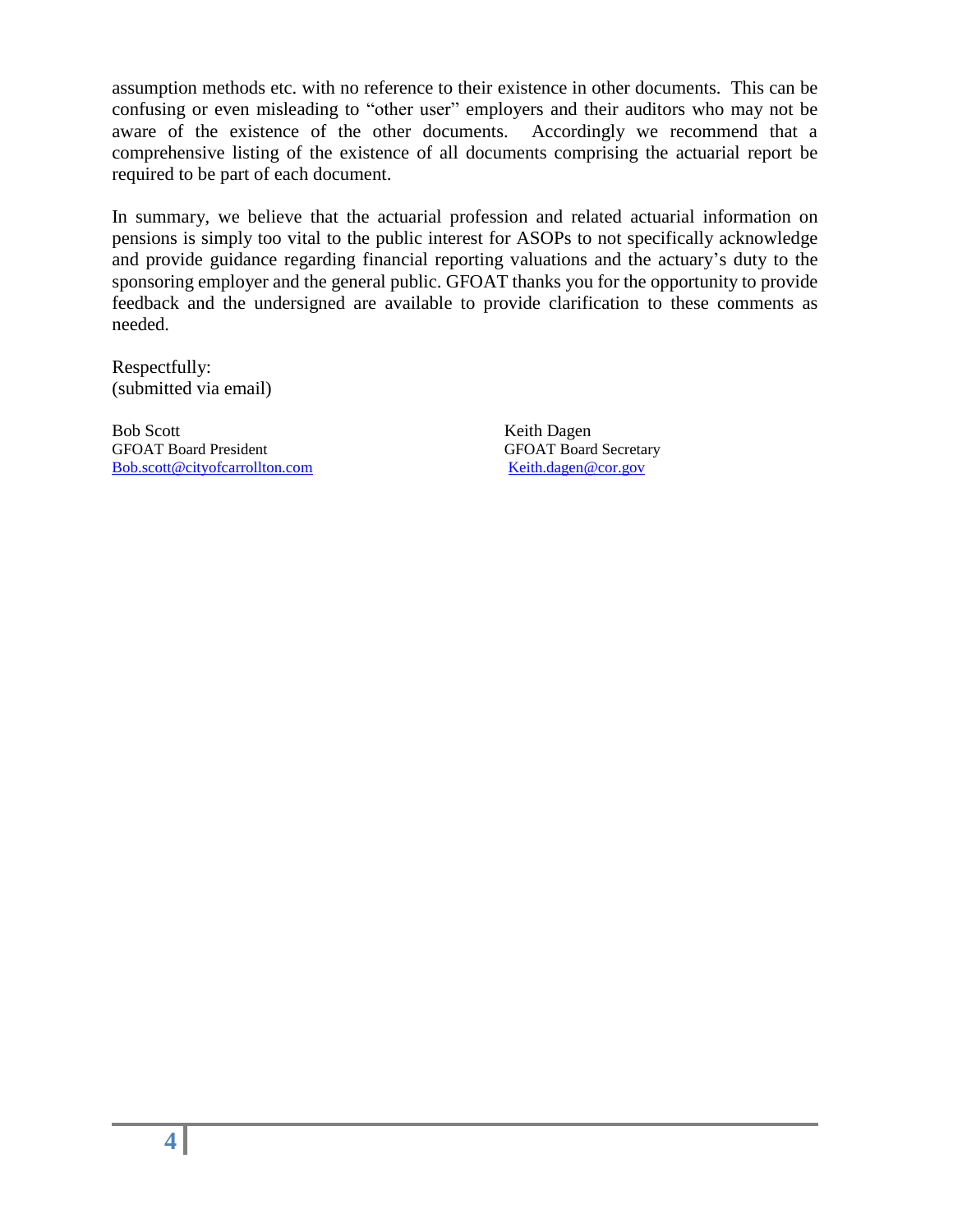assumption methods etc. with no reference to their existence in other documents. This can be confusing or even misleading to "other user" employers and their auditors who may not be aware of the existence of the other documents. Accordingly we recommend that a comprehensive listing of the existence of all documents comprising the actuarial report be required to be part of each document.

In summary, we believe that the actuarial profession and related actuarial information on pensions is simply too vital to the public interest for ASOPs to not specifically acknowledge and provide guidance regarding financial reporting valuations and the actuary's duty to the sponsoring employer and the general public. GFOAT thanks you for the opportunity to provide feedback and the undersigned are available to provide clarification to these comments as needed.

Respectfully:
(submitted via email)

Bob Scott
GFOAT Board President
Bob.scott@cityofcarrollton.com

Keith Dagen
GFOAT Board Secretary
Keith.dagen@cor.gov